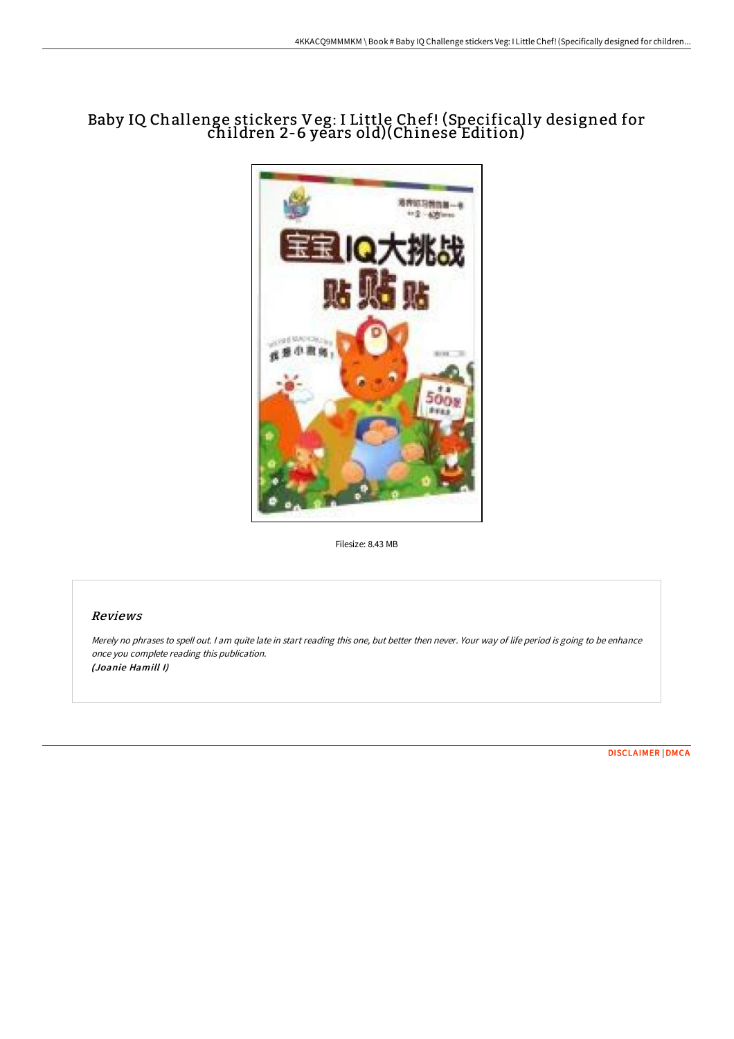# Baby IQ Challenge stickers Veg: I Little Chef! (Specifically designed for children 2-6 years old)(Chinese Edition)

Filesize: 8.43 MB

## Reviews

*Merely no phrases to spell out. I am quite late in start reading this one, but better then never. Your way of life period is going to be enhance once you complete reading this publication.*
***(Joanie Hamill I)***

DISCLAIMER | DMCA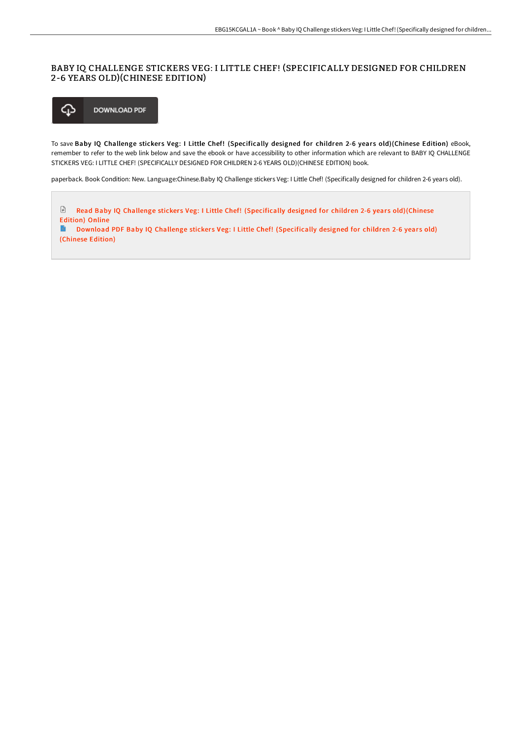# BABY IQ CHALLENGE STICKERS VEG: I LITTLE CHEF! (SPECIFICALLY DESIGNED FOR CHILDREN 2-6 YEARS OLD)(CHINESE EDITION)

DOWNLOAD PDF

To save **Baby IQ Challenge stickers Veg: I Little Chef! (Specifically designed for children 2-6 years old)(Chinese Edition)** eBook, remember to refer to the web link below and save the ebook or have accessibility to other information which are relevant to BABY IQ CHALLENGE STICKERS VEG: I LITTLE CHEF! (SPECIFICALLY DESIGNED FOR CHILDREN 2-6 YEARS OLD)(CHINESE EDITION) book.

paperback. Book Condition: New. Language:Chinese.Baby IQ Challenge stickers Veg: I Little Chef! (Specifically designed for children 2-6 years old).

Read Baby IQ Challenge stickers Veg: I Little Chef! (Specifically designed for children 2-6 years old)(Chinese Edition) Online

Download PDF Baby IQ Challenge stickers Veg: I Little Chef! (Specifically designed for children 2-6 years old) (Chinese Edition)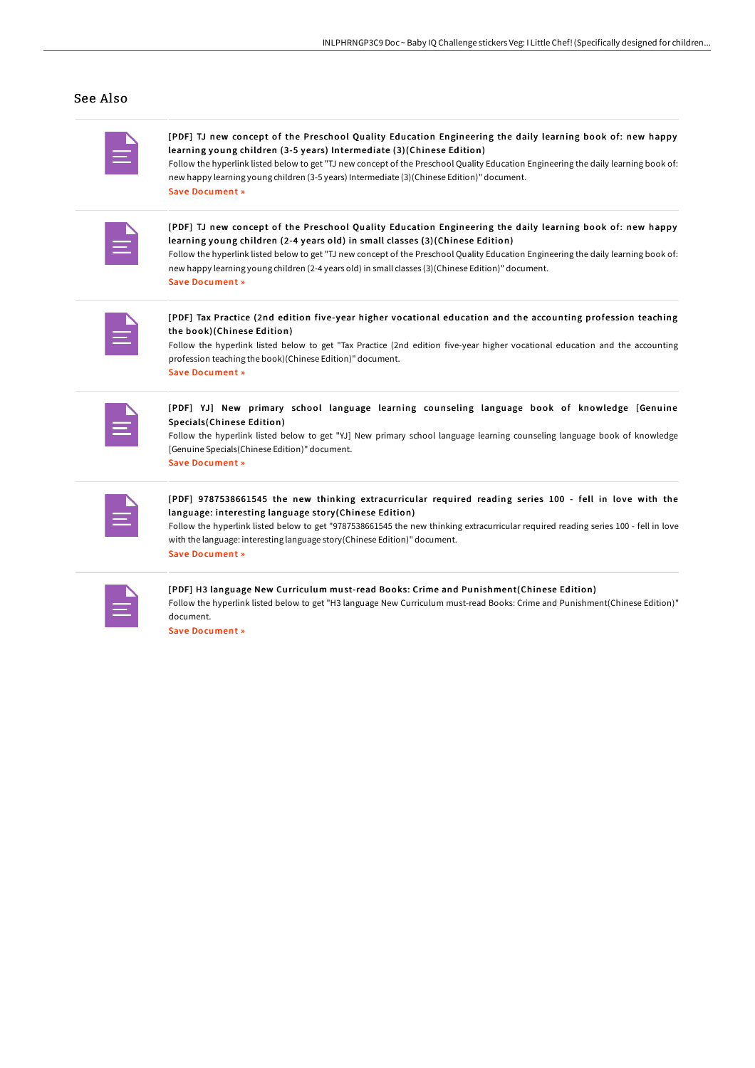## See Also

[PDF] TJ new concept of the Preschool Quality Education Engineering the daily learning book of: new happy learning young children (3-5 years) Intermediate (3)(Chinese Edition)

Follow the hyperlink listed below to get "TJ new concept of the Preschool Quality Education Engineering the daily learning book of: new happy learning young children (3-5 years) Intermediate (3)(Chinese Edition)" document.

Save Document »

[PDF] TJ new concept of the Preschool Quality Education Engineering the daily learning book of: new happy learning young children (2-4 years old) in small classes (3)(Chinese Edition)

Follow the hyperlink listed below to get "TJ new concept of the Preschool Quality Education Engineering the daily learning book of: new happy learning young children (2-4 years old) in small classes (3)(Chinese Edition)" document.

Save Document »

[PDF] Tax Practice (2nd edition five-year higher vocational education and the accounting profession teaching the book)(Chinese Edition)

Follow the hyperlink listed below to get "Tax Practice (2nd edition five-year higher vocational education and the accounting profession teaching the book)(Chinese Edition)" document.

Save Document »

[PDF] YJ] New primary school language learning counseling language book of knowledge [Genuine Specials(Chinese Edition)

Follow the hyperlink listed below to get "YJ] New primary school language learning counseling language book of knowledge [Genuine Specials(Chinese Edition)" document.

Save Document »

[PDF] 9787538661545 the new thinking extracurricular required reading series 100 - fell in love with the language: interesting language story(Chinese Edition)

Follow the hyperlink listed below to get "9787538661545 the new thinking extracurricular required reading series 100 - fell in love with the language: interesting language story(Chinese Edition)" document.

Save Document »

[PDF] H3 language New Curriculum must-read Books: Crime and Punishment(Chinese Edition)

Follow the hyperlink listed below to get "H3 language New Curriculum must-read Books: Crime and Punishment(Chinese Edition)" document.

Save Document »